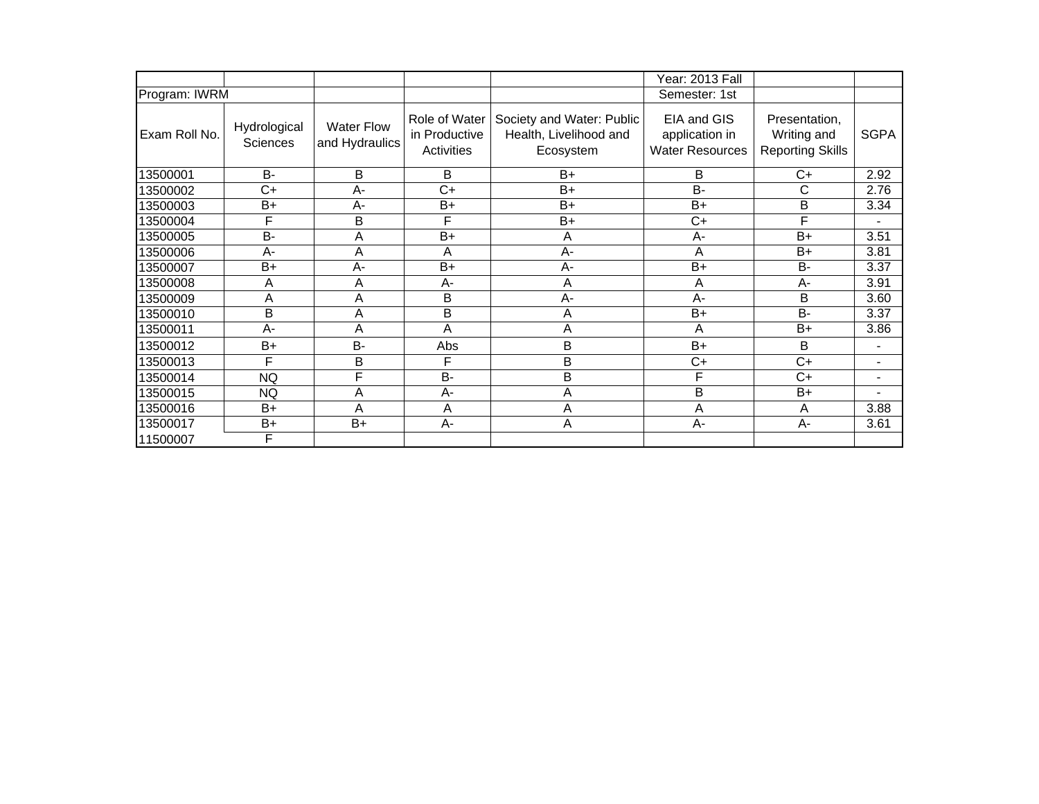|  |  |  |  |  | Year: 2013 Fall |  |  |
|---|---|---|---|---|---|---|---|
| Program: IWRM |  |  |  |  | Semester: 1st |  |  |
| Exam Roll No. | Hydrological Sciences | Water Flow and Hydraulics | Role of Water in Productive Activities | Society and Water: Public Health, Livelihood and Ecosystem | EIA and GIS application in Water Resources | Presentation, Writing and Reporting Skills | SGPA |
| 13500001 | B- | B | B | B+ | B | C+ | 2.92 |
| 13500002 | C+ | A- | C+ | B+ | B- | C | 2.76 |
| 13500003 | B+ | A- | B+ | B+ | B+ | B | 3.34 |
| 13500004 | F | B | F | B+ | C+ | F | - |
| 13500005 | B- | A | B+ | A | A- | B+ | 3.51 |
| 13500006 | A- | A | A | A- | A | B+ | 3.81 |
| 13500007 | B+ | A- | B+ | A- | B+ | B- | 3.37 |
| 13500008 | A | A | A- | A | A | A- | 3.91 |
| 13500009 | A | A | B | A- | A- | B | 3.60 |
| 13500010 | B | A | B | A | B+ | B- | 3.37 |
| 13500011 | A- | A | A | A | A | B+ | 3.86 |
| 13500012 | B+ | B- | Abs | B | B+ | B | - |
| 13500013 | F | B | F | B | C+ | C+ | - |
| 13500014 | NQ | F | B- | B | F | C+ | - |
| 13500015 | NQ | A | A- | A | B | B+ | - |
| 13500016 | B+ | A | A | A | A | A | 3.88 |
| 13500017 | B+ | B+ | A- | A | A- | A- | 3.61 |
| 11500007 | F |  |  |  |  |  |  |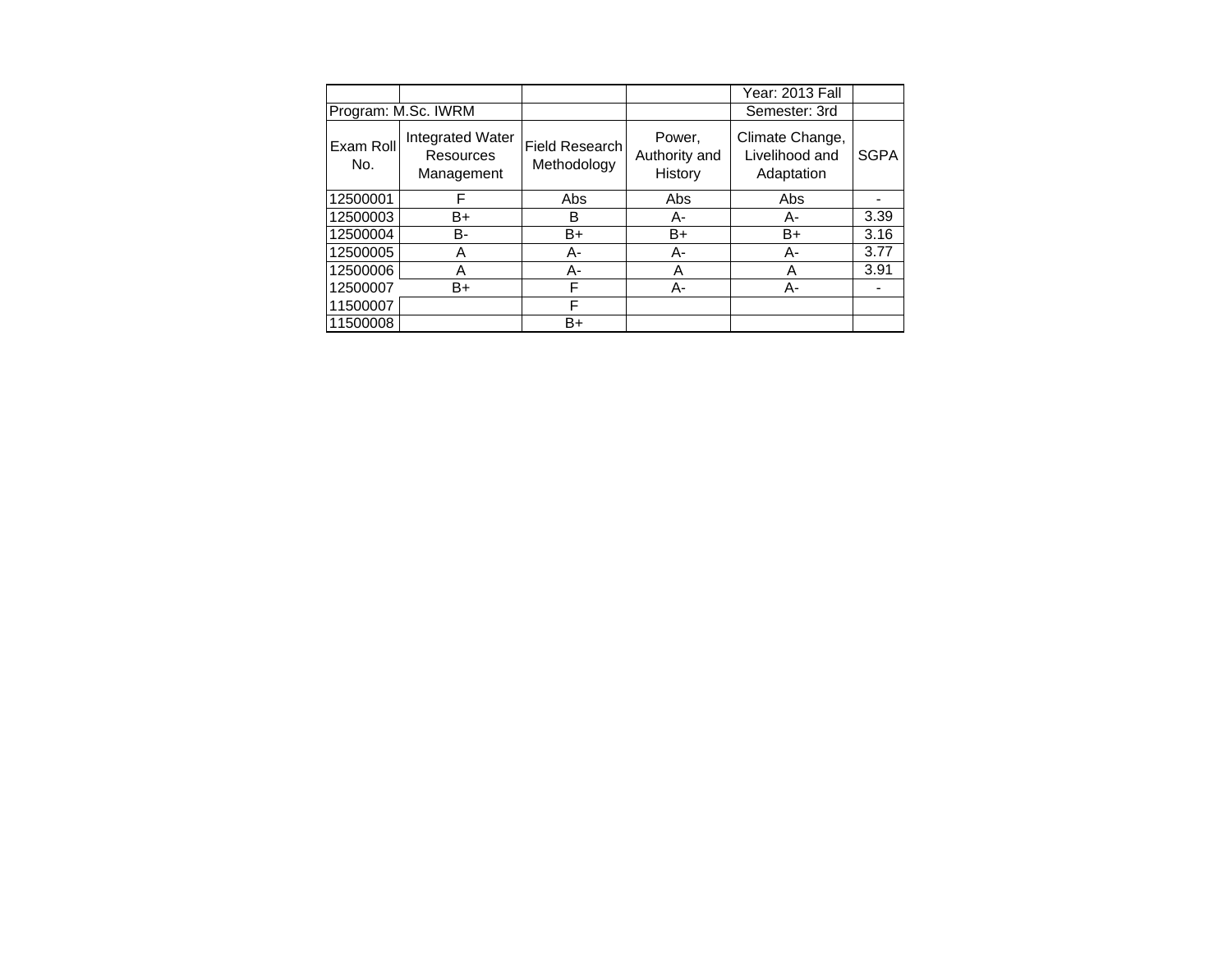| | | | | Year: 2013 Fall | |
|---|---|---|---|---|---|
| Program: M.Sc. IWRM | | | | Semester: 3rd | |
| Exam Roll No. | Integrated Water Resources Management | Field Research Methodology | Power, Authority and History | Climate Change, Livelihood and Adaptation | SGPA |
| 12500001 | F | Abs | Abs | Abs | - |
| 12500003 | B+ | B | A- | A- | 3.39 |
| 12500004 | B- | B+ | B+ | B+ | 3.16 |
| 12500005 | A | A- | A- | A- | 3.77 |
| 12500006 | A | A- | A | A | 3.91 |
| 12500007 | B+ | F | A- | A- | - |
| 11500007 | | F | | | |
| 11500008 | | B+ | | | |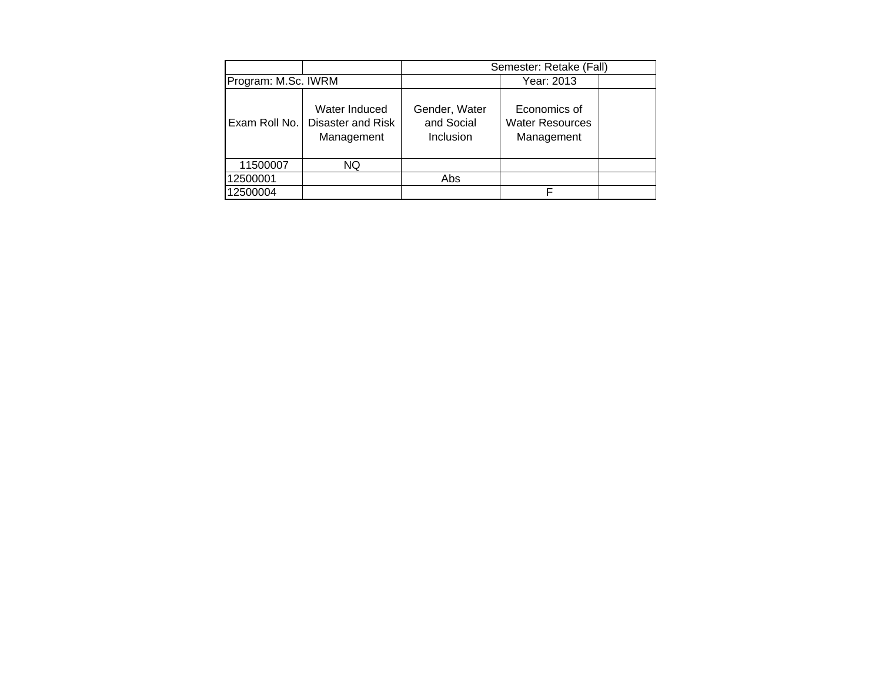| | | | | |
|---|---|---|---|---|
| | | Semester: Retake (Fall) | | |
| Program: M.Sc. IWRM | | | Year: 2013 | |
| Exam Roll No. | Water Induced Disaster and Risk Management | Gender, Water and Social Inclusion | Economics of Water Resources Management | |
| 11500007 | NQ | | | |
| 12500001 | | Abs | | |
| 12500004 | | | F | |